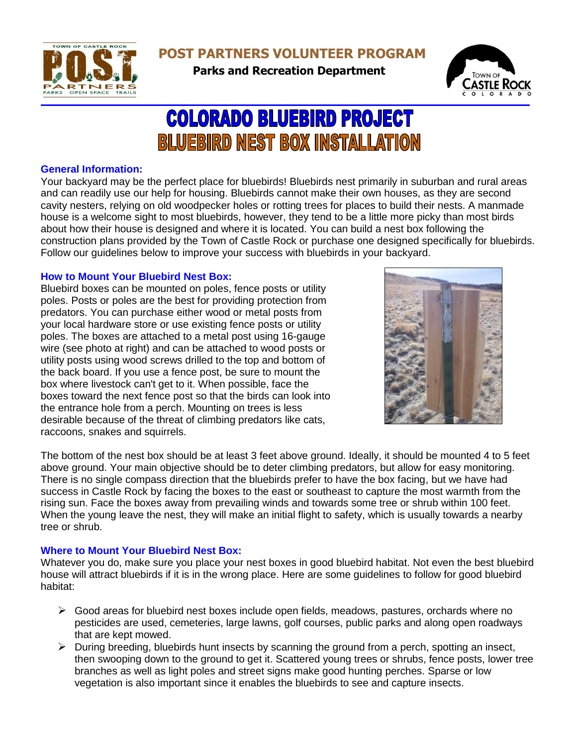# POST PARTNERS VOLUNTEER PROGRAM

**Parks and Recreation Department**

# COLORADO BLUEBIRD PROJECT
# BLUEBIRD NEST BOX INSTALLATION

## General Information:

Your backyard may be the perfect place for bluebirds! Bluebirds nest primarily in suburban and rural areas and can readily use our help for housing. Bluebirds cannot make their own houses, as they are second cavity nesters, relying on old woodpecker holes or rotting trees for places to build their nests. A manmade house is a welcome sight to most bluebirds, however, they tend to be a little more picky than most birds about how their house is designed and where it is located. You can build a nest box following the construction plans provided by the Town of Castle Rock or purchase one designed specifically for bluebirds. Follow our guidelines below to improve your success with bluebirds in your backyard.

## How to Mount Your Bluebird Nest Box:

Bluebird boxes can be mounted on poles, fence posts or utility poles. Posts or poles are the best for providing protection from predators. You can purchase either wood or metal posts from your local hardware store or use existing fence posts or utility poles. The boxes are attached to a metal post using 16-gauge wire (see photo at right) and can be attached to wood posts or utility posts using wood screws drilled to the top and bottom of the back board. If you use a fence post, be sure to mount the box where livestock can't get to it. When possible, face the boxes toward the next fence post so that the birds can look into the entrance hole from a perch. Mounting on trees is less desirable because of the threat of climbing predators like cats, raccoons, snakes and squirrels.

The bottom of the nest box should be at least 3 feet above ground. Ideally, it should be mounted 4 to 5 feet above ground. Your main objective should be to deter climbing predators, but allow for easy monitoring. There is no single compass direction that the bluebirds prefer to have the box facing, but we have had success in Castle Rock by facing the boxes to the east or southeast to capture the most warmth from the rising sun. Face the boxes away from prevailing winds and towards some tree or shrub within 100 feet. When the young leave the nest, they will make an initial flight to safety, which is usually towards a nearby tree or shrub.

## Where to Mount Your Bluebird Nest Box:

Whatever you do, make sure you place your nest boxes in good bluebird habitat. Not even the best bluebird house will attract bluebirds if it is in the wrong place. Here are some guidelines to follow for good bluebird habitat:

- Good areas for bluebird nest boxes include open fields, meadows, pastures, orchards where no pesticides are used, cemeteries, large lawns, golf courses, public parks and along open roadways that are kept mowed.
- During breeding, bluebirds hunt insects by scanning the ground from a perch, spotting an insect, then swooping down to the ground to get it. Scattered young trees or shrubs, fence posts, lower tree branches as well as light poles and street signs make good hunting perches. Sparse or low vegetation is also important since it enables the bluebirds to see and capture insects.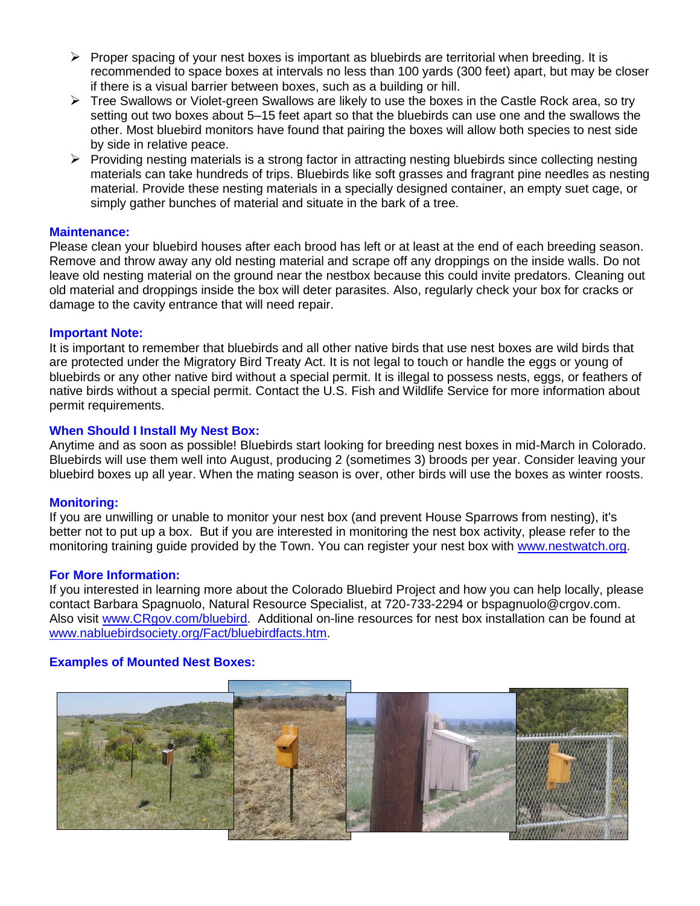- Proper spacing of your nest boxes is important as bluebirds are territorial when breeding. It is recommended to space boxes at intervals no less than 100 yards (300 feet) apart, but may be closer if there is a visual barrier between boxes, such as a building or hill.
- Tree Swallows or Violet-green Swallows are likely to use the boxes in the Castle Rock area, so try setting out two boxes about 5–15 feet apart so that the bluebirds can use one and the swallows the other. Most bluebird monitors have found that pairing the boxes will allow both species to nest side by side in relative peace.
- Providing nesting materials is a strong factor in attracting nesting bluebirds since collecting nesting materials can take hundreds of trips. Bluebirds like soft grasses and fragrant pine needles as nesting material. Provide these nesting materials in a specially designed container, an empty suet cage, or simply gather bunches of material and situate in the bark of a tree.

### Maintenance:

Please clean your bluebird houses after each brood has left or at least at the end of each breeding season. Remove and throw away any old nesting material and scrape off any droppings on the inside walls. Do not leave old nesting material on the ground near the nestbox because this could invite predators. Cleaning out old material and droppings inside the box will deter parasites. Also, regularly check your box for cracks or damage to the cavity entrance that will need repair.

### Important Note:

It is important to remember that bluebirds and all other native birds that use nest boxes are wild birds that are protected under the Migratory Bird Treaty Act. It is not legal to touch or handle the eggs or young of bluebirds or any other native bird without a special permit. It is illegal to possess nests, eggs, or feathers of native birds without a special permit. Contact the U.S. Fish and Wildlife Service for more information about permit requirements.

### When Should I Install My Nest Box:

Anytime and as soon as possible! Bluebirds start looking for breeding nest boxes in mid-March in Colorado. Bluebirds will use them well into August, producing 2 (sometimes 3) broods per year. Consider leaving your bluebird boxes up all year. When the mating season is over, other birds will use the boxes as winter roosts.

### Monitoring:

If you are unwilling or unable to monitor your nest box (and prevent House Sparrows from nesting), it's better not to put up a box. But if you are interested in monitoring the nest box activity, please refer to the monitoring training guide provided by the Town. You can register your nest box with www.nestwatch.org.

### For More Information:

If you interested in learning more about the Colorado Bluebird Project and how you can help locally, please contact Barbara Spagnuolo, Natural Resource Specialist, at 720-733-2294 or bspagnuolo@crgov.com. Also visit www.CRgov.com/bluebird. Additional on-line resources for nest box installation can be found at www.nabluebirdsociety.org/Fact/bluebirdfacts.htm.

### Examples of Mounted Nest Boxes: